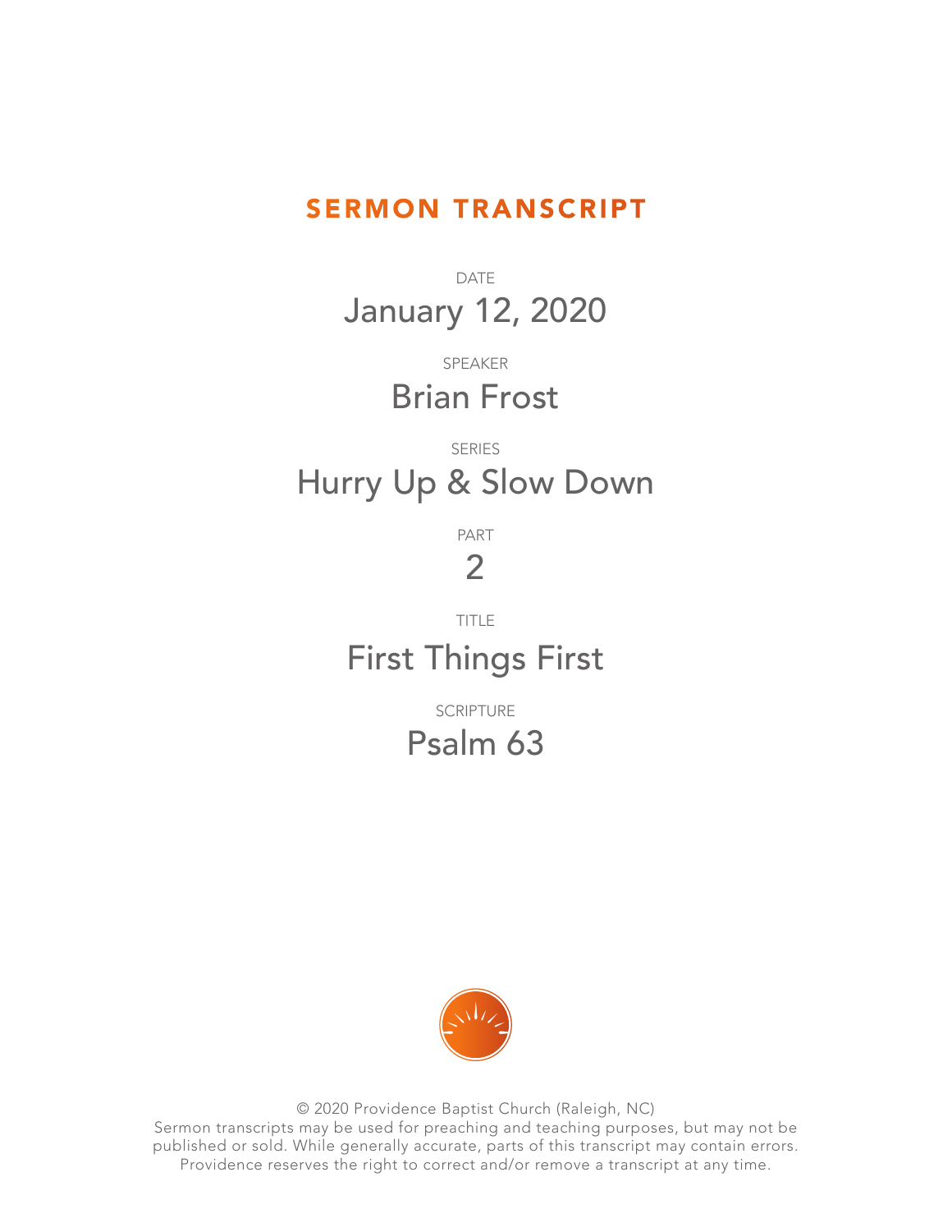# SERMON TRANSCRIPT

DATE

## January 12, 2020

SPEAKER

## Brian Frost

SERIES

## Hurry Up & Slow Down

PART

## 2

TITLE

## First Things First

SCRIPTURE

## Psalm 63

© 2020 Providence Baptist Church (Raleigh, NC)
Sermon transcripts may be used for preaching and teaching purposes, but may not be published or sold. While generally accurate, parts of this transcript may contain errors. Providence reserves the right to correct and/or remove a transcript at any time.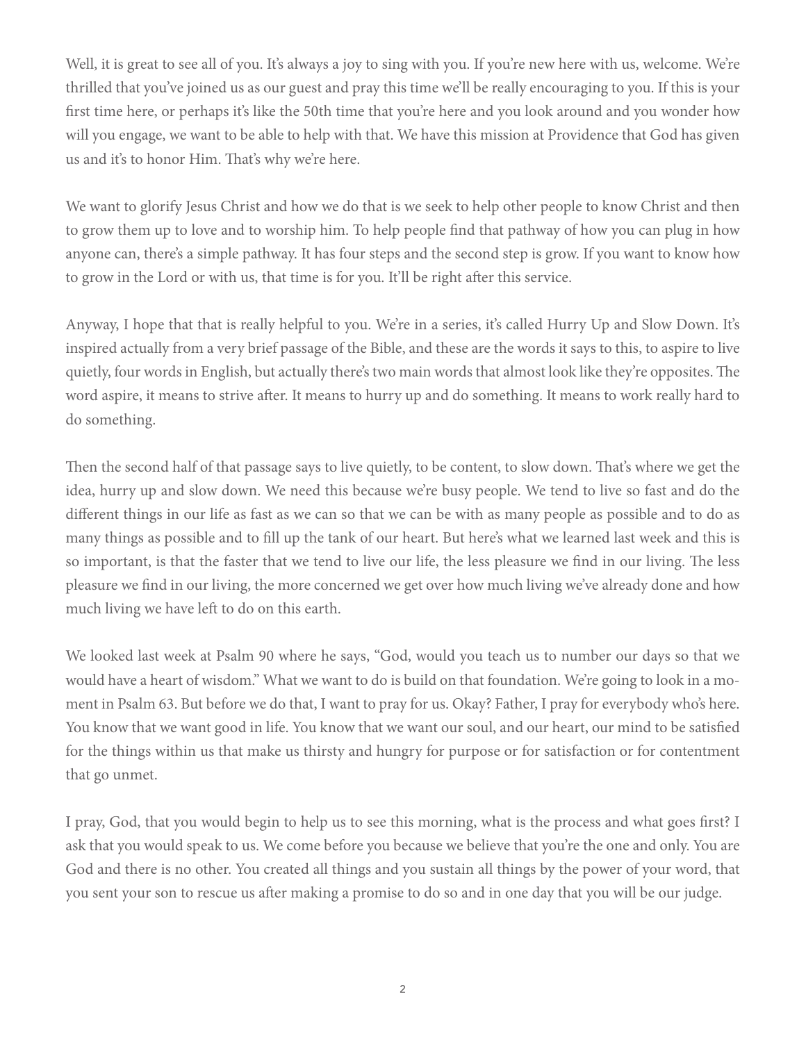Well, it is great to see all of you. It's always a joy to sing with you. If you're new here with us, welcome. We're thrilled that you've joined us as our guest and pray this time we'll be really encouraging to you. If this is your first time here, or perhaps it's like the 50th time that you're here and you look around and you wonder how will you engage, we want to be able to help with that. We have this mission at Providence that God has given us and it's to honor Him. That's why we're here.

We want to glorify Jesus Christ and how we do that is we seek to help other people to know Christ and then to grow them up to love and to worship him. To help people find that pathway of how you can plug in how anyone can, there's a simple pathway. It has four steps and the second step is grow. If you want to know how to grow in the Lord or with us, that time is for you. It'll be right after this service.

Anyway, I hope that that is really helpful to you. We're in a series, it's called Hurry Up and Slow Down. It's inspired actually from a very brief passage of the Bible, and these are the words it says to this, to aspire to live quietly, four words in English, but actually there's two main words that almost look like they're opposites. The word aspire, it means to strive after. It means to hurry up and do something. It means to work really hard to do something.

Then the second half of that passage says to live quietly, to be content, to slow down. That's where we get the idea, hurry up and slow down. We need this because we're busy people. We tend to live so fast and do the different things in our life as fast as we can so that we can be with as many people as possible and to do as many things as possible and to fill up the tank of our heart. But here's what we learned last week and this is so important, is that the faster that we tend to live our life, the less pleasure we find in our living. The less pleasure we find in our living, the more concerned we get over how much living we've already done and how much living we have left to do on this earth.

We looked last week at Psalm 90 where he says, "God, would you teach us to number our days so that we would have a heart of wisdom." What we want to do is build on that foundation. We're going to look in a moment in Psalm 63. But before we do that, I want to pray for us. Okay? Father, I pray for everybody who's here. You know that we want good in life. You know that we want our soul, and our heart, our mind to be satisfied for the things within us that make us thirsty and hungry for purpose or for satisfaction or for contentment that go unmet.

I pray, God, that you would begin to help us to see this morning, what is the process and what goes first? I ask that you would speak to us. We come before you because we believe that you're the one and only. You are God and there is no other. You created all things and you sustain all things by the power of your word, that you sent your son to rescue us after making a promise to do so and in one day that you will be our judge.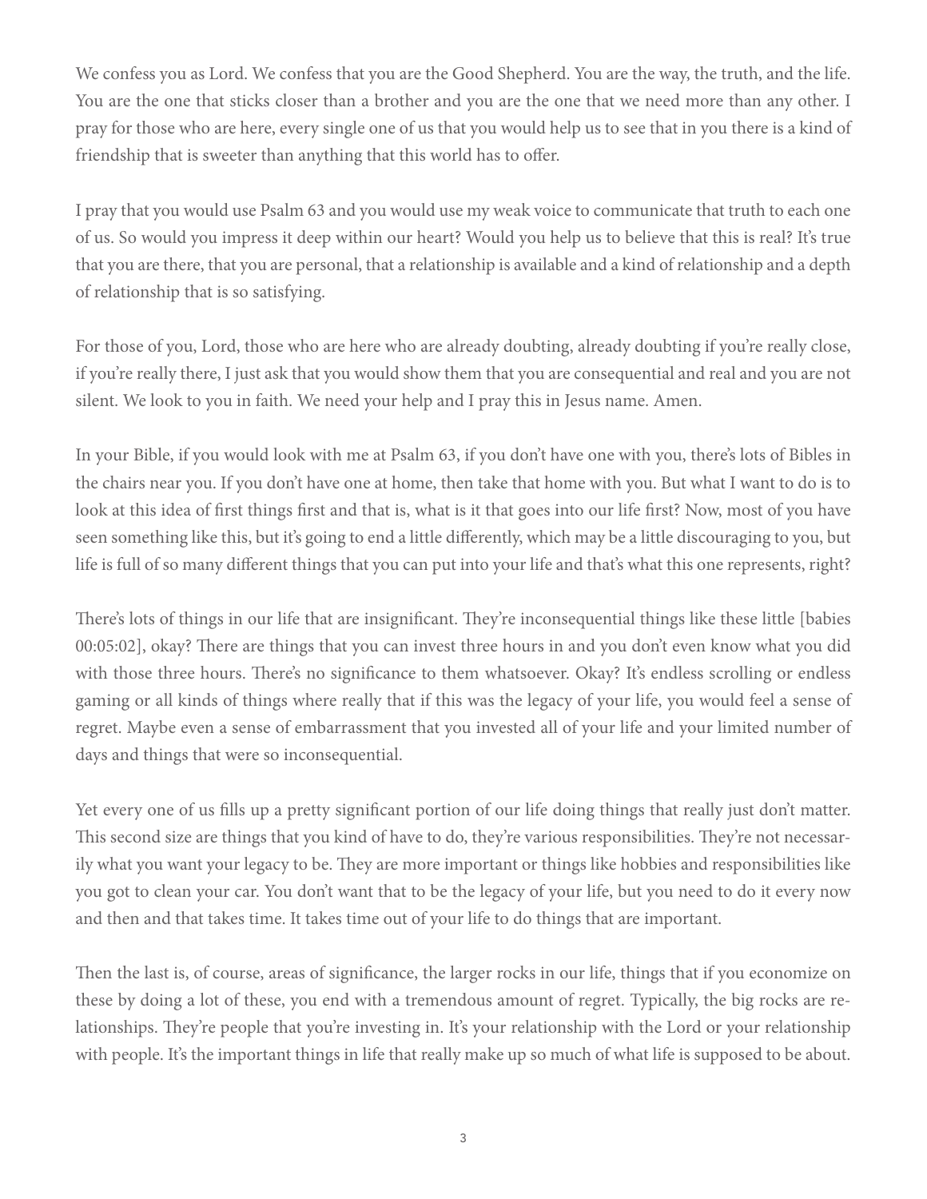We confess you as Lord. We confess that you are the Good Shepherd. You are the way, the truth, and the life. You are the one that sticks closer than a brother and you are the one that we need more than any other. I pray for those who are here, every single one of us that you would help us to see that in you there is a kind of friendship that is sweeter than anything that this world has to offer.

I pray that you would use Psalm 63 and you would use my weak voice to communicate that truth to each one of us. So would you impress it deep within our heart? Would you help us to believe that this is real? It's true that you are there, that you are personal, that a relationship is available and a kind of relationship and a depth of relationship that is so satisfying.

For those of you, Lord, those who are here who are already doubting, already doubting if you're really close, if you're really there, I just ask that you would show them that you are consequential and real and you are not silent. We look to you in faith. We need your help and I pray this in Jesus name. Amen.

In your Bible, if you would look with me at Psalm 63, if you don't have one with you, there's lots of Bibles in the chairs near you. If you don't have one at home, then take that home with you. But what I want to do is to look at this idea of first things first and that is, what is it that goes into our life first? Now, most of you have seen something like this, but it's going to end a little differently, which may be a little discouraging to you, but life is full of so many different things that you can put into your life and that's what this one represents, right?

There's lots of things in our life that are insignificant. They're inconsequential things like these little [babies 00:05:02], okay? There are things that you can invest three hours in and you don't even know what you did with those three hours. There's no significance to them whatsoever. Okay? It's endless scrolling or endless gaming or all kinds of things where really that if this was the legacy of your life, you would feel a sense of regret. Maybe even a sense of embarrassment that you invested all of your life and your limited number of days and things that were so inconsequential.

Yet every one of us fills up a pretty significant portion of our life doing things that really just don't matter. This second size are things that you kind of have to do, they're various responsibilities. They're not necessarily what you want your legacy to be. They are more important or things like hobbies and responsibilities like you got to clean your car. You don't want that to be the legacy of your life, but you need to do it every now and then and that takes time. It takes time out of your life to do things that are important.

Then the last is, of course, areas of significance, the larger rocks in our life, things that if you economize on these by doing a lot of these, you end with a tremendous amount of regret. Typically, the big rocks are relationships. They're people that you're investing in. It's your relationship with the Lord or your relationship with people. It's the important things in life that really make up so much of what life is supposed to be about.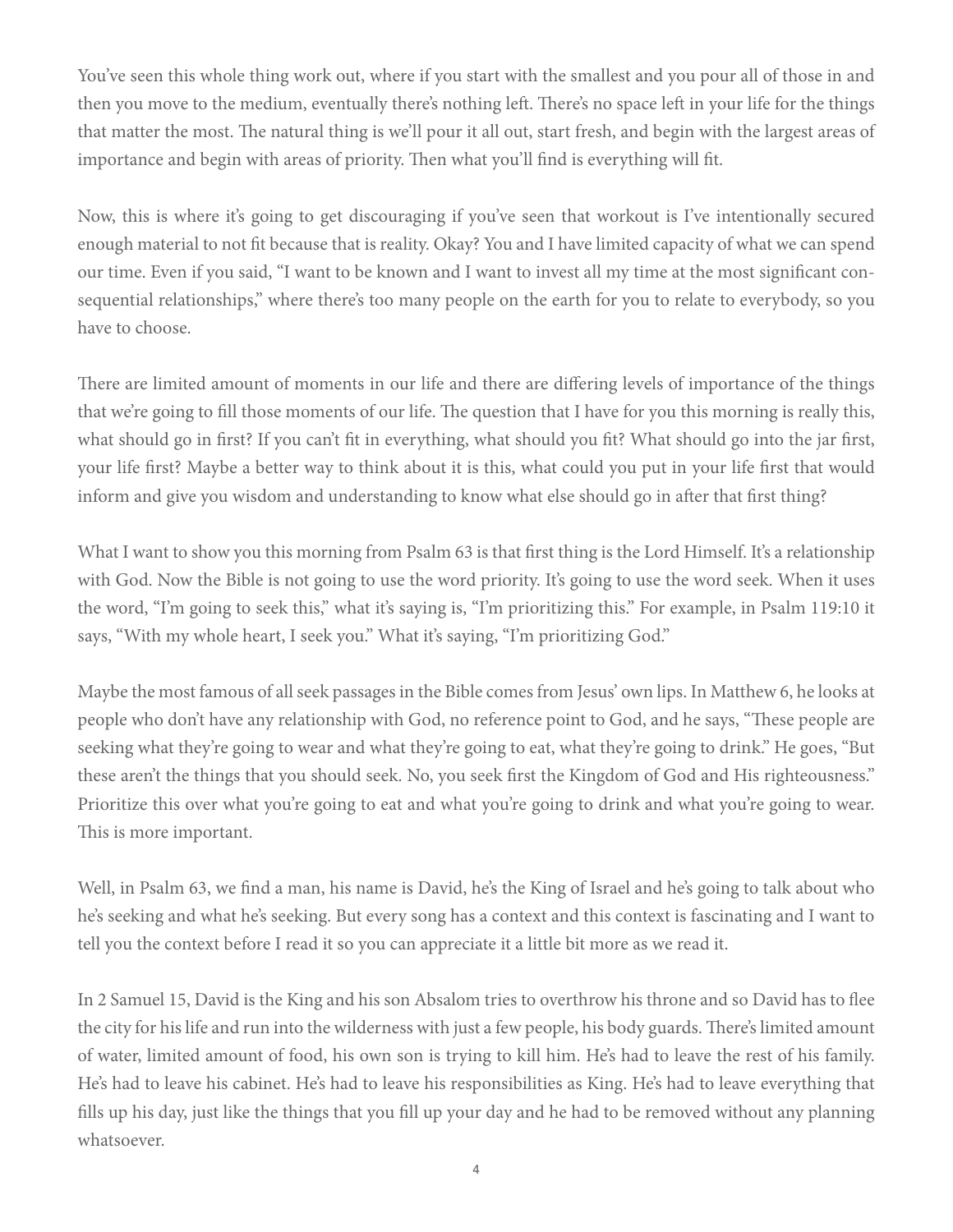You've seen this whole thing work out, where if you start with the smallest and you pour all of those in and then you move to the medium, eventually there's nothing left. There's no space left in your life for the things that matter the most. The natural thing is we'll pour it all out, start fresh, and begin with the largest areas of importance and begin with areas of priority. Then what you'll find is everything will fit.

Now, this is where it's going to get discouraging if you've seen that workout is I've intentionally secured enough material to not fit because that is reality. Okay? You and I have limited capacity of what we can spend our time. Even if you said, "I want to be known and I want to invest all my time at the most significant consequential relationships," where there's too many people on the earth for you to relate to everybody, so you have to choose.

There are limited amount of moments in our life and there are differing levels of importance of the things that we're going to fill those moments of our life. The question that I have for you this morning is really this, what should go in first? If you can't fit in everything, what should you fit? What should go into the jar first, your life first? Maybe a better way to think about it is this, what could you put in your life first that would inform and give you wisdom and understanding to know what else should go in after that first thing?

What I want to show you this morning from Psalm 63 is that first thing is the Lord Himself. It's a relationship with God. Now the Bible is not going to use the word priority. It's going to use the word seek. When it uses the word, "I'm going to seek this," what it's saying is, "I'm prioritizing this." For example, in Psalm 119:10 it says, "With my whole heart, I seek you." What it's saying, "I'm prioritizing God."

Maybe the most famous of all seek passages in the Bible comes from Jesus' own lips. In Matthew 6, he looks at people who don't have any relationship with God, no reference point to God, and he says, "These people are seeking what they're going to wear and what they're going to eat, what they're going to drink." He goes, "But these aren't the things that you should seek. No, you seek first the Kingdom of God and His righteousness." Prioritize this over what you're going to eat and what you're going to drink and what you're going to wear. This is more important.

Well, in Psalm 63, we find a man, his name is David, he's the King of Israel and he's going to talk about who he's seeking and what he's seeking. But every song has a context and this context is fascinating and I want to tell you the context before I read it so you can appreciate it a little bit more as we read it.

In 2 Samuel 15, David is the King and his son Absalom tries to overthrow his throne and so David has to flee the city for his life and run into the wilderness with just a few people, his body guards. There's limited amount of water, limited amount of food, his own son is trying to kill him. He's had to leave the rest of his family. He's had to leave his cabinet. He's had to leave his responsibilities as King. He's had to leave everything that fills up his day, just like the things that you fill up your day and he had to be removed without any planning whatsoever.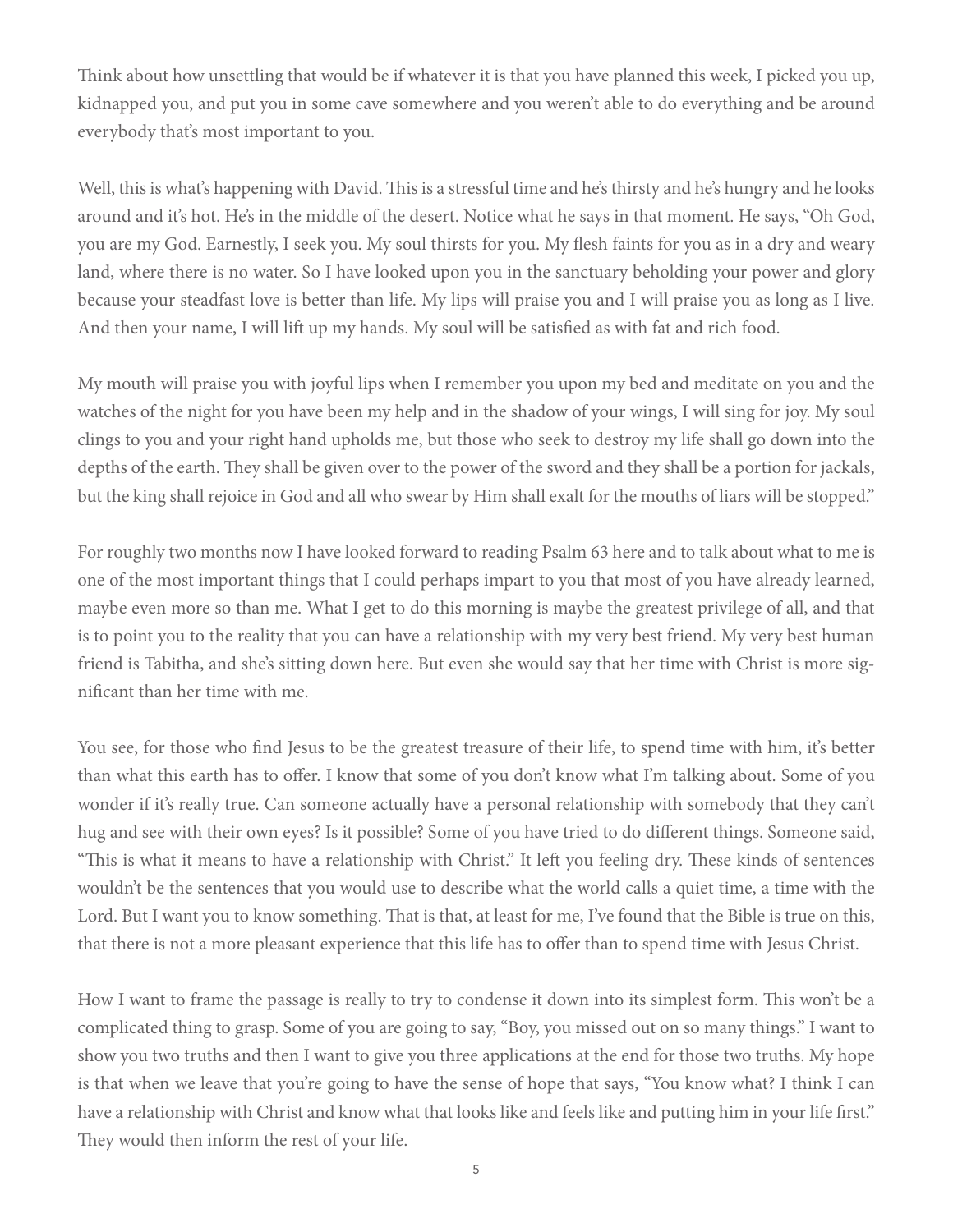Think about how unsettling that would be if whatever it is that you have planned this week, I picked you up, kidnapped you, and put you in some cave somewhere and you weren't able to do everything and be around everybody that's most important to you.

Well, this is what's happening with David. This is a stressful time and he's thirsty and he's hungry and he looks around and it's hot. He's in the middle of the desert. Notice what he says in that moment. He says, "Oh God, you are my God. Earnestly, I seek you. My soul thirsts for you. My flesh faints for you as in a dry and weary land, where there is no water. So I have looked upon you in the sanctuary beholding your power and glory because your steadfast love is better than life. My lips will praise you and I will praise you as long as I live. And then your name, I will lift up my hands. My soul will be satisfied as with fat and rich food.

My mouth will praise you with joyful lips when I remember you upon my bed and meditate on you and the watches of the night for you have been my help and in the shadow of your wings, I will sing for joy. My soul clings to you and your right hand upholds me, but those who seek to destroy my life shall go down into the depths of the earth. They shall be given over to the power of the sword and they shall be a portion for jackals, but the king shall rejoice in God and all who swear by Him shall exalt for the mouths of liars will be stopped."

For roughly two months now I have looked forward to reading Psalm 63 here and to talk about what to me is one of the most important things that I could perhaps impart to you that most of you have already learned, maybe even more so than me. What I get to do this morning is maybe the greatest privilege of all, and that is to point you to the reality that you can have a relationship with my very best friend. My very best human friend is Tabitha, and she's sitting down here. But even she would say that her time with Christ is more significant than her time with me.

You see, for those who find Jesus to be the greatest treasure of their life, to spend time with him, it's better than what this earth has to offer. I know that some of you don't know what I'm talking about. Some of you wonder if it's really true. Can someone actually have a personal relationship with somebody that they can't hug and see with their own eyes? Is it possible? Some of you have tried to do different things. Someone said, "This is what it means to have a relationship with Christ." It left you feeling dry. These kinds of sentences wouldn't be the sentences that you would use to describe what the world calls a quiet time, a time with the Lord. But I want you to know something. That is that, at least for me, I've found that the Bible is true on this, that there is not a more pleasant experience that this life has to offer than to spend time with Jesus Christ.

How I want to frame the passage is really to try to condense it down into its simplest form. This won't be a complicated thing to grasp. Some of you are going to say, "Boy, you missed out on so many things." I want to show you two truths and then I want to give you three applications at the end for those two truths. My hope is that when we leave that you're going to have the sense of hope that says, "You know what? I think I can have a relationship with Christ and know what that looks like and feels like and putting him in your life first." They would then inform the rest of your life.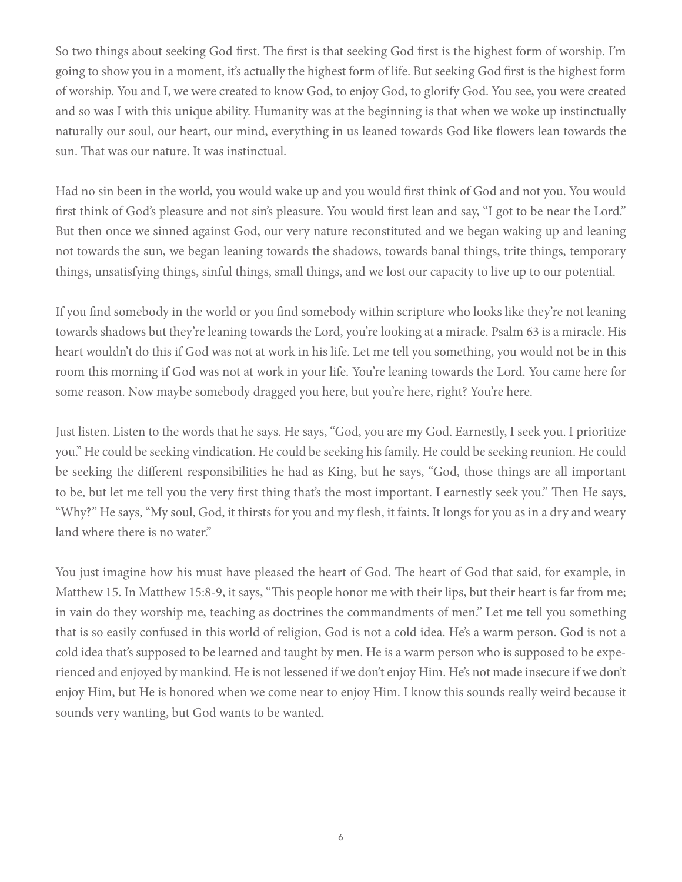So two things about seeking God first. The first is that seeking God first is the highest form of worship. I'm going to show you in a moment, it's actually the highest form of life. But seeking God first is the highest form of worship. You and I, we were created to know God, to enjoy God, to glorify God. You see, you were created and so was I with this unique ability. Humanity was at the beginning is that when we woke up instinctually naturally our soul, our heart, our mind, everything in us leaned towards God like flowers lean towards the sun. That was our nature. It was instinctual.

Had no sin been in the world, you would wake up and you would first think of God and not you. You would first think of God's pleasure and not sin's pleasure. You would first lean and say, "I got to be near the Lord." But then once we sinned against God, our very nature reconstituted and we began waking up and leaning not towards the sun, we began leaning towards the shadows, towards banal things, trite things, temporary things, unsatisfying things, sinful things, small things, and we lost our capacity to live up to our potential.

If you find somebody in the world or you find somebody within scripture who looks like they're not leaning towards shadows but they're leaning towards the Lord, you're looking at a miracle. Psalm 63 is a miracle. His heart wouldn't do this if God was not at work in his life. Let me tell you something, you would not be in this room this morning if God was not at work in your life. You're leaning towards the Lord. You came here for some reason. Now maybe somebody dragged you here, but you're here, right? You're here.

Just listen. Listen to the words that he says. He says, "God, you are my God. Earnestly, I seek you. I prioritize you." He could be seeking vindication. He could be seeking his family. He could be seeking reunion. He could be seeking the different responsibilities he had as King, but he says, "God, those things are all important to be, but let me tell you the very first thing that's the most important. I earnestly seek you." Then He says, "Why?" He says, "My soul, God, it thirsts for you and my flesh, it faints. It longs for you as in a dry and weary land where there is no water."

You just imagine how his must have pleased the heart of God. The heart of God that said, for example, in Matthew 15. In Matthew 15:8-9, it says, "This people honor me with their lips, but their heart is far from me; in vain do they worship me, teaching as doctrines the commandments of men." Let me tell you something that is so easily confused in this world of religion, God is not a cold idea. He's a warm person. God is not a cold idea that's supposed to be learned and taught by men. He is a warm person who is supposed to be experienced and enjoyed by mankind. He is not lessened if we don't enjoy Him. He's not made insecure if we don't enjoy Him, but He is honored when we come near to enjoy Him. I know this sounds really weird because it sounds very wanting, but God wants to be wanted.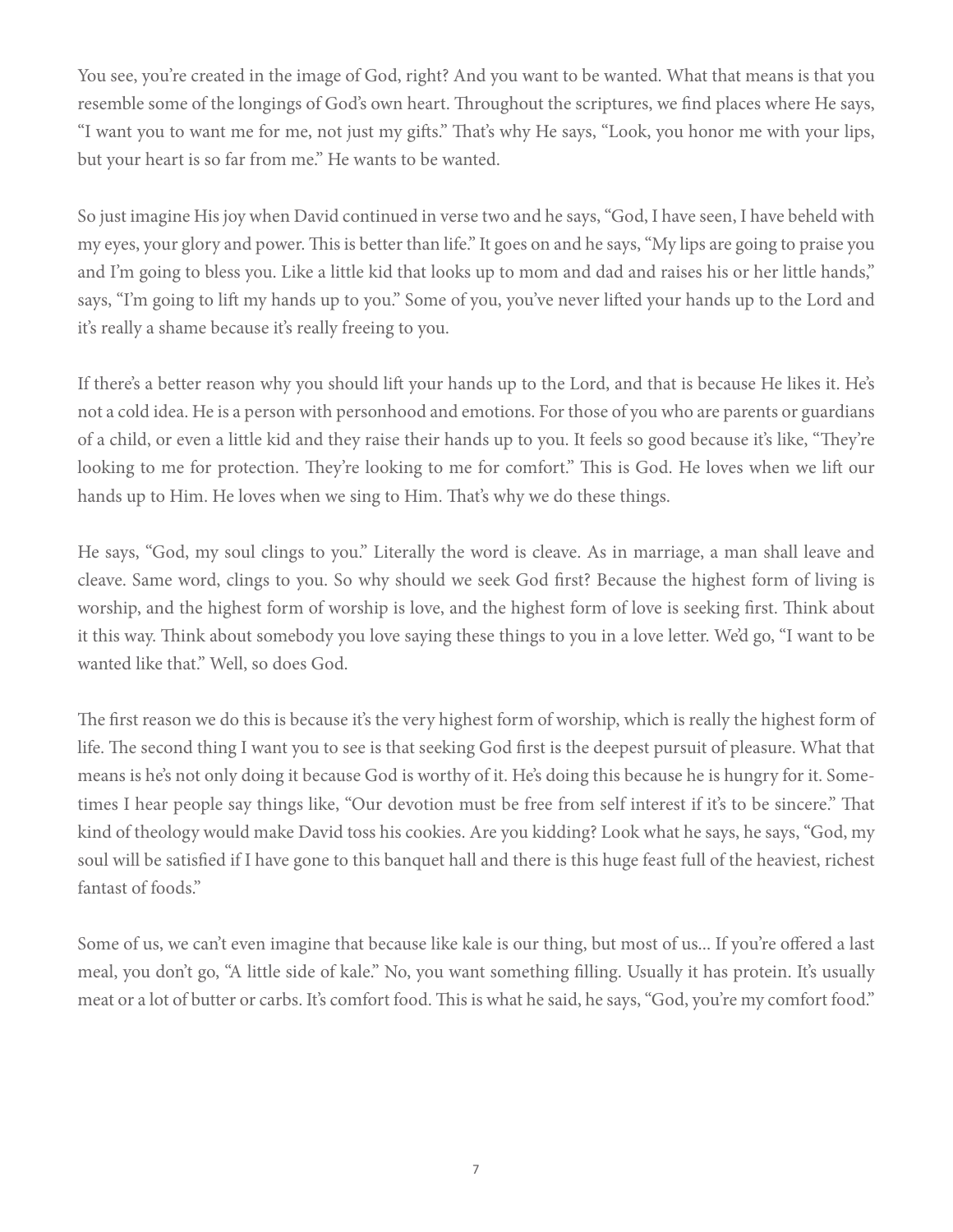You see, you're created in the image of God, right? And you want to be wanted. What that means is that you resemble some of the longings of God's own heart. Throughout the scriptures, we find places where He says, "I want you to want me for me, not just my gifts." That's why He says, "Look, you honor me with your lips, but your heart is so far from me." He wants to be wanted.

So just imagine His joy when David continued in verse two and he says, "God, I have seen, I have beheld with my eyes, your glory and power. This is better than life." It goes on and he says, "My lips are going to praise you and I'm going to bless you. Like a little kid that looks up to mom and dad and raises his or her little hands," says, "I'm going to lift my hands up to you." Some of you, you've never lifted your hands up to the Lord and it's really a shame because it's really freeing to you.

If there's a better reason why you should lift your hands up to the Lord, and that is because He likes it. He's not a cold idea. He is a person with personhood and emotions. For those of you who are parents or guardians of a child, or even a little kid and they raise their hands up to you. It feels so good because it's like, "They're looking to me for protection. They're looking to me for comfort." This is God. He loves when we lift our hands up to Him. He loves when we sing to Him. That's why we do these things.

He says, "God, my soul clings to you." Literally the word is cleave. As in marriage, a man shall leave and cleave. Same word, clings to you. So why should we seek God first? Because the highest form of living is worship, and the highest form of worship is love, and the highest form of love is seeking first. Think about it this way. Think about somebody you love saying these things to you in a love letter. We'd go, "I want to be wanted like that." Well, so does God.

The first reason we do this is because it's the very highest form of worship, which is really the highest form of life. The second thing I want you to see is that seeking God first is the deepest pursuit of pleasure. What that means is he's not only doing it because God is worthy of it. He's doing this because he is hungry for it. Sometimes I hear people say things like, "Our devotion must be free from self interest if it's to be sincere." That kind of theology would make David toss his cookies. Are you kidding? Look what he says, he says, "God, my soul will be satisfied if I have gone to this banquet hall and there is this huge feast full of the heaviest, richest fantast of foods."

Some of us, we can't even imagine that because like kale is our thing, but most of us... If you're offered a last meal, you don't go, "A little side of kale." No, you want something filling. Usually it has protein. It's usually meat or a lot of butter or carbs. It's comfort food. This is what he said, he says, "God, you're my comfort food."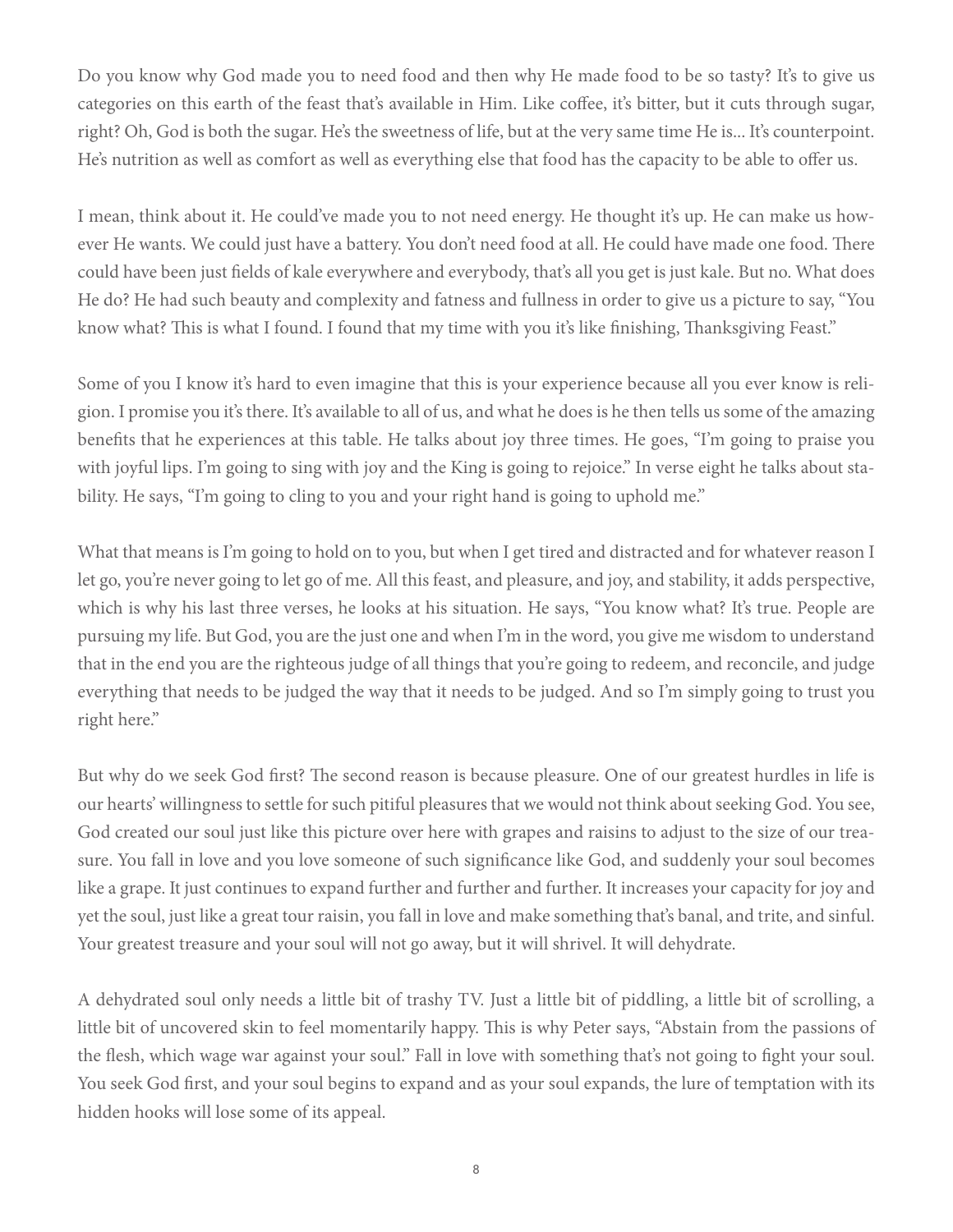Do you know why God made you to need food and then why He made food to be so tasty? It's to give us categories on this earth of the feast that's available in Him. Like coffee, it's bitter, but it cuts through sugar, right? Oh, God is both the sugar. He's the sweetness of life, but at the very same time He is... It's counterpoint. He's nutrition as well as comfort as well as everything else that food has the capacity to be able to offer us.

I mean, think about it. He could've made you to not need energy. He thought it's up. He can make us however He wants. We could just have a battery. You don't need food at all. He could have made one food. There could have been just fields of kale everywhere and everybody, that's all you get is just kale. But no. What does He do? He had such beauty and complexity and fatness and fullness in order to give us a picture to say, "You know what? This is what I found. I found that my time with you it's like finishing, Thanksgiving Feast."

Some of you I know it's hard to even imagine that this is your experience because all you ever know is religion. I promise you it's there. It's available to all of us, and what he does is he then tells us some of the amazing benefits that he experiences at this table. He talks about joy three times. He goes, "I'm going to praise you with joyful lips. I'm going to sing with joy and the King is going to rejoice." In verse eight he talks about stability. He says, "I'm going to cling to you and your right hand is going to uphold me."

What that means is I'm going to hold on to you, but when I get tired and distracted and for whatever reason I let go, you're never going to let go of me. All this feast, and pleasure, and joy, and stability, it adds perspective, which is why his last three verses, he looks at his situation. He says, "You know what? It's true. People are pursuing my life. But God, you are the just one and when I'm in the word, you give me wisdom to understand that in the end you are the righteous judge of all things that you're going to redeem, and reconcile, and judge everything that needs to be judged the way that it needs to be judged. And so I'm simply going to trust you right here."

But why do we seek God first? The second reason is because pleasure. One of our greatest hurdles in life is our hearts' willingness to settle for such pitiful pleasures that we would not think about seeking God. You see, God created our soul just like this picture over here with grapes and raisins to adjust to the size of our treasure. You fall in love and you love someone of such significance like God, and suddenly your soul becomes like a grape. It just continues to expand further and further and further. It increases your capacity for joy and yet the soul, just like a great tour raisin, you fall in love and make something that's banal, and trite, and sinful. Your greatest treasure and your soul will not go away, but it will shrivel. It will dehydrate.

A dehydrated soul only needs a little bit of trashy TV. Just a little bit of piddling, a little bit of scrolling, a little bit of uncovered skin to feel momentarily happy. This is why Peter says, "Abstain from the passions of the flesh, which wage war against your soul." Fall in love with something that's not going to fight your soul. You seek God first, and your soul begins to expand and as your soul expands, the lure of temptation with its hidden hooks will lose some of its appeal.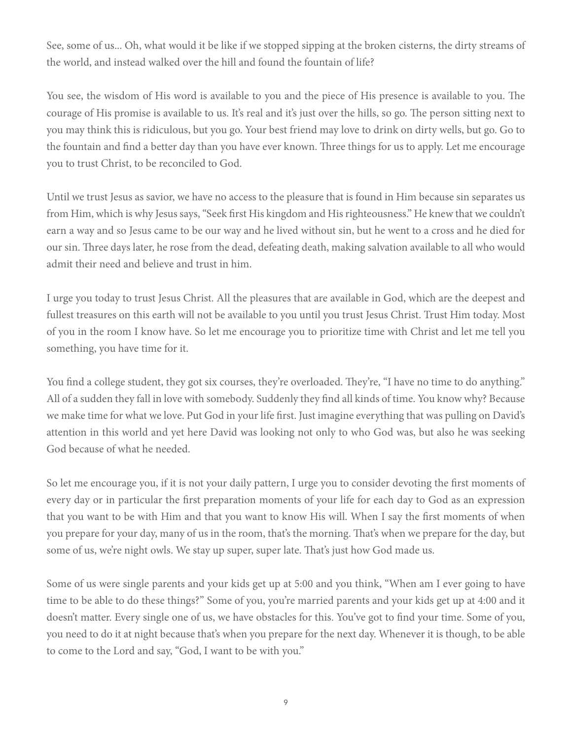See, some of us... Oh, what would it be like if we stopped sipping at the broken cisterns, the dirty streams of the world, and instead walked over the hill and found the fountain of life?

You see, the wisdom of His word is available to you and the piece of His presence is available to you. The courage of His promise is available to us. It's real and it's just over the hills, so go. The person sitting next to you may think this is ridiculous, but you go. Your best friend may love to drink on dirty wells, but go. Go to the fountain and find a better day than you have ever known. Three things for us to apply. Let me encourage you to trust Christ, to be reconciled to God.

Until we trust Jesus as savior, we have no access to the pleasure that is found in Him because sin separates us from Him, which is why Jesus says, "Seek first His kingdom and His righteousness." He knew that we couldn't earn a way and so Jesus came to be our way and he lived without sin, but he went to a cross and he died for our sin. Three days later, he rose from the dead, defeating death, making salvation available to all who would admit their need and believe and trust in him.

I urge you today to trust Jesus Christ. All the pleasures that are available in God, which are the deepest and fullest treasures on this earth will not be available to you until you trust Jesus Christ. Trust Him today. Most of you in the room I know have. So let me encourage you to prioritize time with Christ and let me tell you something, you have time for it.

You find a college student, they got six courses, they're overloaded. They're, "I have no time to do anything." All of a sudden they fall in love with somebody. Suddenly they find all kinds of time. You know why? Because we make time for what we love. Put God in your life first. Just imagine everything that was pulling on David's attention in this world and yet here David was looking not only to who God was, but also he was seeking God because of what he needed.

So let me encourage you, if it is not your daily pattern, I urge you to consider devoting the first moments of every day or in particular the first preparation moments of your life for each day to God as an expression that you want to be with Him and that you want to know His will. When I say the first moments of when you prepare for your day, many of us in the room, that's the morning. That's when we prepare for the day, but some of us, we're night owls. We stay up super, super late. That's just how God made us.

Some of us were single parents and your kids get up at 5:00 and you think, "When am I ever going to have time to be able to do these things?" Some of you, you're married parents and your kids get up at 4:00 and it doesn't matter. Every single one of us, we have obstacles for this. You've got to find your time. Some of you, you need to do it at night because that's when you prepare for the next day. Whenever it is though, to be able to come to the Lord and say, "God, I want to be with you."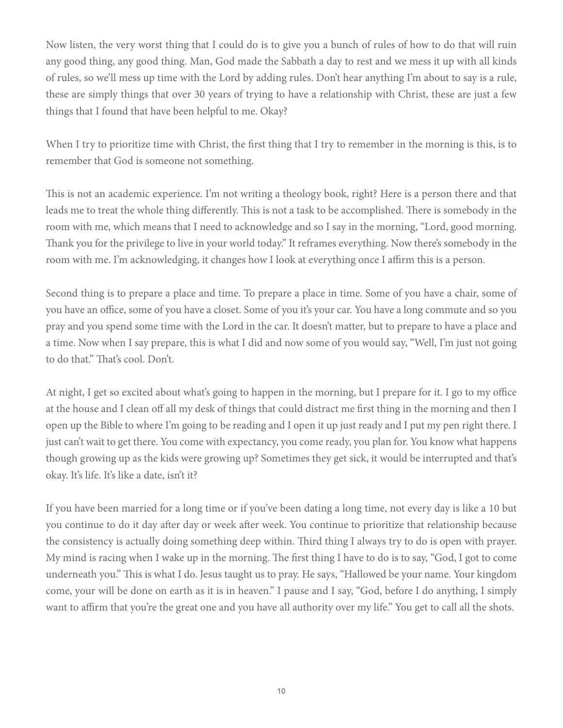Now listen, the very worst thing that I could do is to give you a bunch of rules of how to do that will ruin any good thing, any good thing. Man, God made the Sabbath a day to rest and we mess it up with all kinds of rules, so we'll mess up time with the Lord by adding rules. Don't hear anything I'm about to say is a rule, these are simply things that over 30 years of trying to have a relationship with Christ, these are just a few things that I found that have been helpful to me. Okay?

When I try to prioritize time with Christ, the first thing that I try to remember in the morning is this, is to remember that God is someone not something.

This is not an academic experience. I'm not writing a theology book, right? Here is a person there and that leads me to treat the whole thing differently. This is not a task to be accomplished. There is somebody in the room with me, which means that I need to acknowledge and so I say in the morning, "Lord, good morning. Thank you for the privilege to live in your world today." It reframes everything. Now there's somebody in the room with me. I'm acknowledging, it changes how I look at everything once I affirm this is a person.

Second thing is to prepare a place and time. To prepare a place in time. Some of you have a chair, some of you have an office, some of you have a closet. Some of you it's your car. You have a long commute and so you pray and you spend some time with the Lord in the car. It doesn't matter, but to prepare to have a place and a time. Now when I say prepare, this is what I did and now some of you would say, "Well, I'm just not going to do that." That's cool. Don't.

At night, I get so excited about what's going to happen in the morning, but I prepare for it. I go to my office at the house and I clean off all my desk of things that could distract me first thing in the morning and then I open up the Bible to where I'm going to be reading and I open it up just ready and I put my pen right there. I just can't wait to get there. You come with expectancy, you come ready, you plan for. You know what happens though growing up as the kids were growing up? Sometimes they get sick, it would be interrupted and that's okay. It's life. It's like a date, isn't it?

If you have been married for a long time or if you've been dating a long time, not every day is like a 10 but you continue to do it day after day or week after week. You continue to prioritize that relationship because the consistency is actually doing something deep within. Third thing I always try to do is open with prayer. My mind is racing when I wake up in the morning. The first thing I have to do is to say, "God, I got to come underneath you." This is what I do. Jesus taught us to pray. He says, "Hallowed be your name. Your kingdom come, your will be done on earth as it is in heaven." I pause and I say, "God, before I do anything, I simply want to affirm that you're the great one and you have all authority over my life." You get to call all the shots.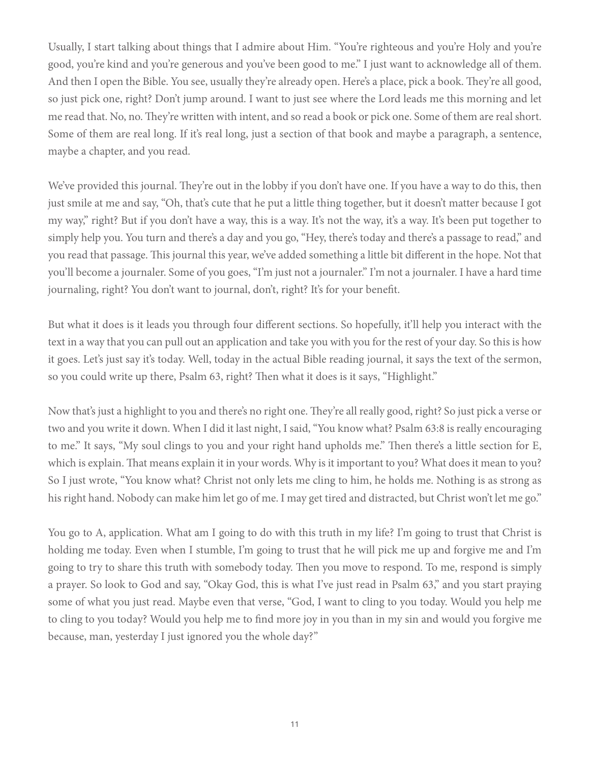Usually, I start talking about things that I admire about Him. "You're righteous and you're Holy and you're good, you're kind and you're generous and you've been good to me." I just want to acknowledge all of them. And then I open the Bible. You see, usually they're already open. Here's a place, pick a book. They're all good, so just pick one, right? Don't jump around. I want to just see where the Lord leads me this morning and let me read that. No, no. They're written with intent, and so read a book or pick one. Some of them are real short. Some of them are real long. If it's real long, just a section of that book and maybe a paragraph, a sentence, maybe a chapter, and you read.

We've provided this journal. They're out in the lobby if you don't have one. If you have a way to do this, then just smile at me and say, "Oh, that's cute that he put a little thing together, but it doesn't matter because I got my way," right? But if you don't have a way, this is a way. It's not the way, it's a way. It's been put together to simply help you. You turn and there's a day and you go, "Hey, there's today and there's a passage to read," and you read that passage. This journal this year, we've added something a little bit different in the hope. Not that you'll become a journaler. Some of you goes, "I'm just not a journaler." I'm not a journaler. I have a hard time journaling, right? You don't want to journal, don't, right? It's for your benefit.

But what it does is it leads you through four different sections. So hopefully, it'll help you interact with the text in a way that you can pull out an application and take you with you for the rest of your day. So this is how it goes. Let's just say it's today. Well, today in the actual Bible reading journal, it says the text of the sermon, so you could write up there, Psalm 63, right? Then what it does is it says, "Highlight."

Now that's just a highlight to you and there's no right one. They're all really good, right? So just pick a verse or two and you write it down. When I did it last night, I said, "You know what? Psalm 63:8 is really encouraging to me." It says, "My soul clings to you and your right hand upholds me." Then there's a little section for E, which is explain. That means explain it in your words. Why is it important to you? What does it mean to you? So I just wrote, "You know what? Christ not only lets me cling to him, he holds me. Nothing is as strong as his right hand. Nobody can make him let go of me. I may get tired and distracted, but Christ won't let me go."

You go to A, application. What am I going to do with this truth in my life? I'm going to trust that Christ is holding me today. Even when I stumble, I'm going to trust that he will pick me up and forgive me and I'm going to try to share this truth with somebody today. Then you move to respond. To me, respond is simply a prayer. So look to God and say, "Okay God, this is what I've just read in Psalm 63," and you start praying some of what you just read. Maybe even that verse, "God, I want to cling to you today. Would you help me to cling to you today? Would you help me to find more joy in you than in my sin and would you forgive me because, man, yesterday I just ignored you the whole day?"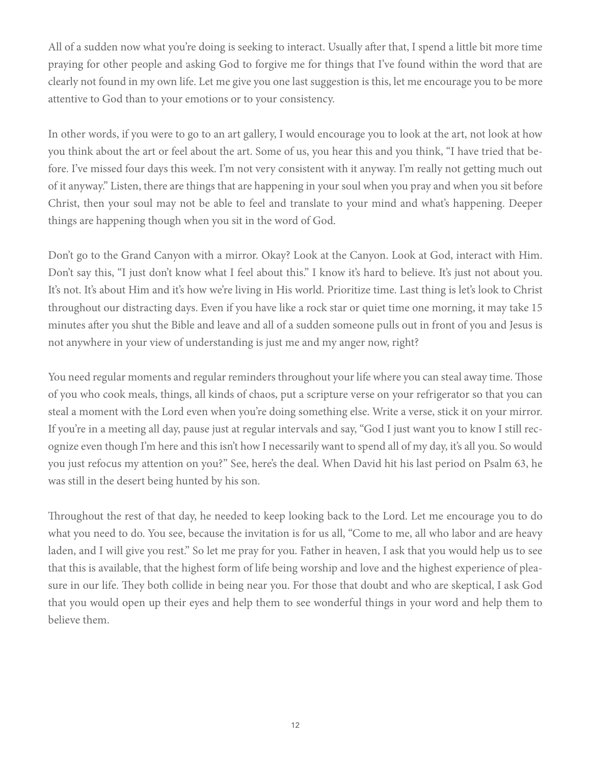All of a sudden now what you're doing is seeking to interact. Usually after that, I spend a little bit more time praying for other people and asking God to forgive me for things that I've found within the word that are clearly not found in my own life. Let me give you one last suggestion is this, let me encourage you to be more attentive to God than to your emotions or to your consistency.

In other words, if you were to go to an art gallery, I would encourage you to look at the art, not look at how you think about the art or feel about the art. Some of us, you hear this and you think, "I have tried that before. I've missed four days this week. I'm not very consistent with it anyway. I'm really not getting much out of it anyway." Listen, there are things that are happening in your soul when you pray and when you sit before Christ, then your soul may not be able to feel and translate to your mind and what's happening. Deeper things are happening though when you sit in the word of God.

Don't go to the Grand Canyon with a mirror. Okay? Look at the Canyon. Look at God, interact with Him. Don't say this, "I just don't know what I feel about this." I know it's hard to believe. It's just not about you. It's not. It's about Him and it's how we're living in His world. Prioritize time. Last thing is let's look to Christ throughout our distracting days. Even if you have like a rock star or quiet time one morning, it may take 15 minutes after you shut the Bible and leave and all of a sudden someone pulls out in front of you and Jesus is not anywhere in your view of understanding is just me and my anger now, right?

You need regular moments and regular reminders throughout your life where you can steal away time. Those of you who cook meals, things, all kinds of chaos, put a scripture verse on your refrigerator so that you can steal a moment with the Lord even when you're doing something else. Write a verse, stick it on your mirror. If you're in a meeting all day, pause just at regular intervals and say, "God I just want you to know I still recognize even though I'm here and this isn't how I necessarily want to spend all of my day, it's all you. So would you just refocus my attention on you?" See, here's the deal. When David hit his last period on Psalm 63, he was still in the desert being hunted by his son.

Throughout the rest of that day, he needed to keep looking back to the Lord. Let me encourage you to do what you need to do. You see, because the invitation is for us all, "Come to me, all who labor and are heavy laden, and I will give you rest." So let me pray for you. Father in heaven, I ask that you would help us to see that this is available, that the highest form of life being worship and love and the highest experience of pleasure in our life. They both collide in being near you. For those that doubt and who are skeptical, I ask God that you would open up their eyes and help them to see wonderful things in your word and help them to believe them.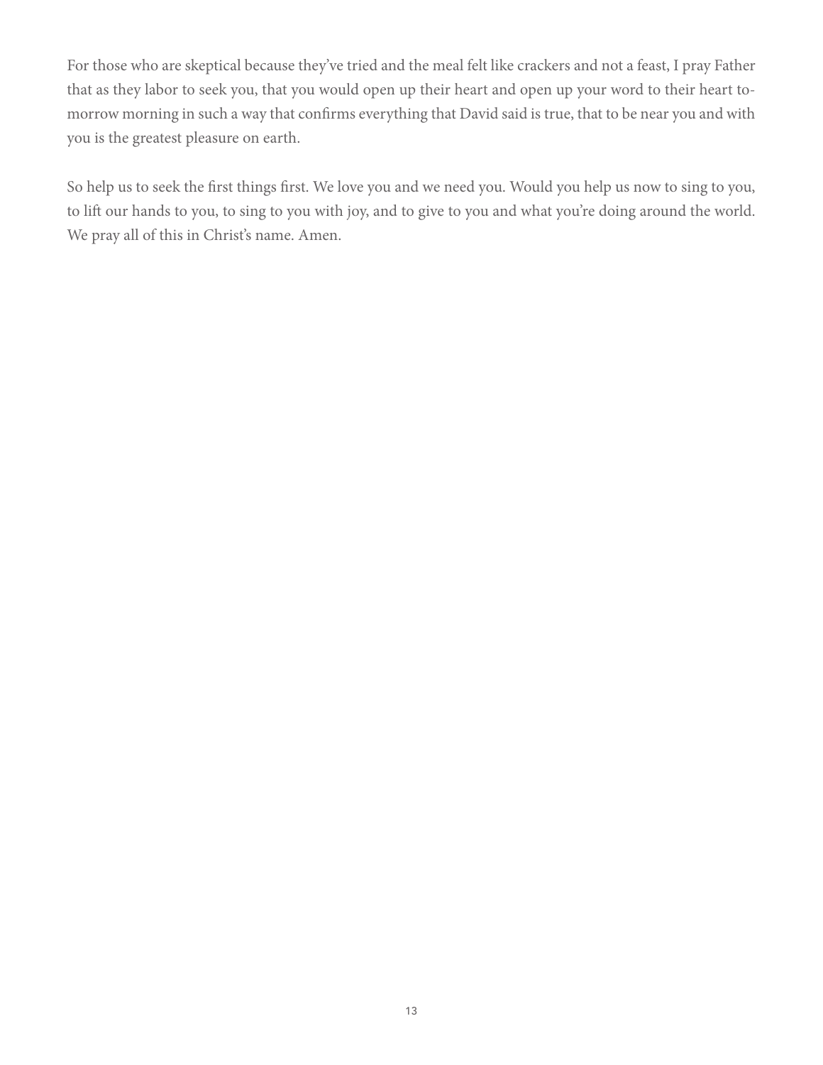For those who are skeptical because they've tried and the meal felt like crackers and not a feast, I pray Father that as they labor to seek you, that you would open up their heart and open up your word to their heart tomorrow morning in such a way that confirms everything that David said is true, that to be near you and with you is the greatest pleasure on earth.

So help us to seek the first things first. We love you and we need you. Would you help us now to sing to you, to lift our hands to you, to sing to you with joy, and to give to you and what you're doing around the world. We pray all of this in Christ's name. Amen.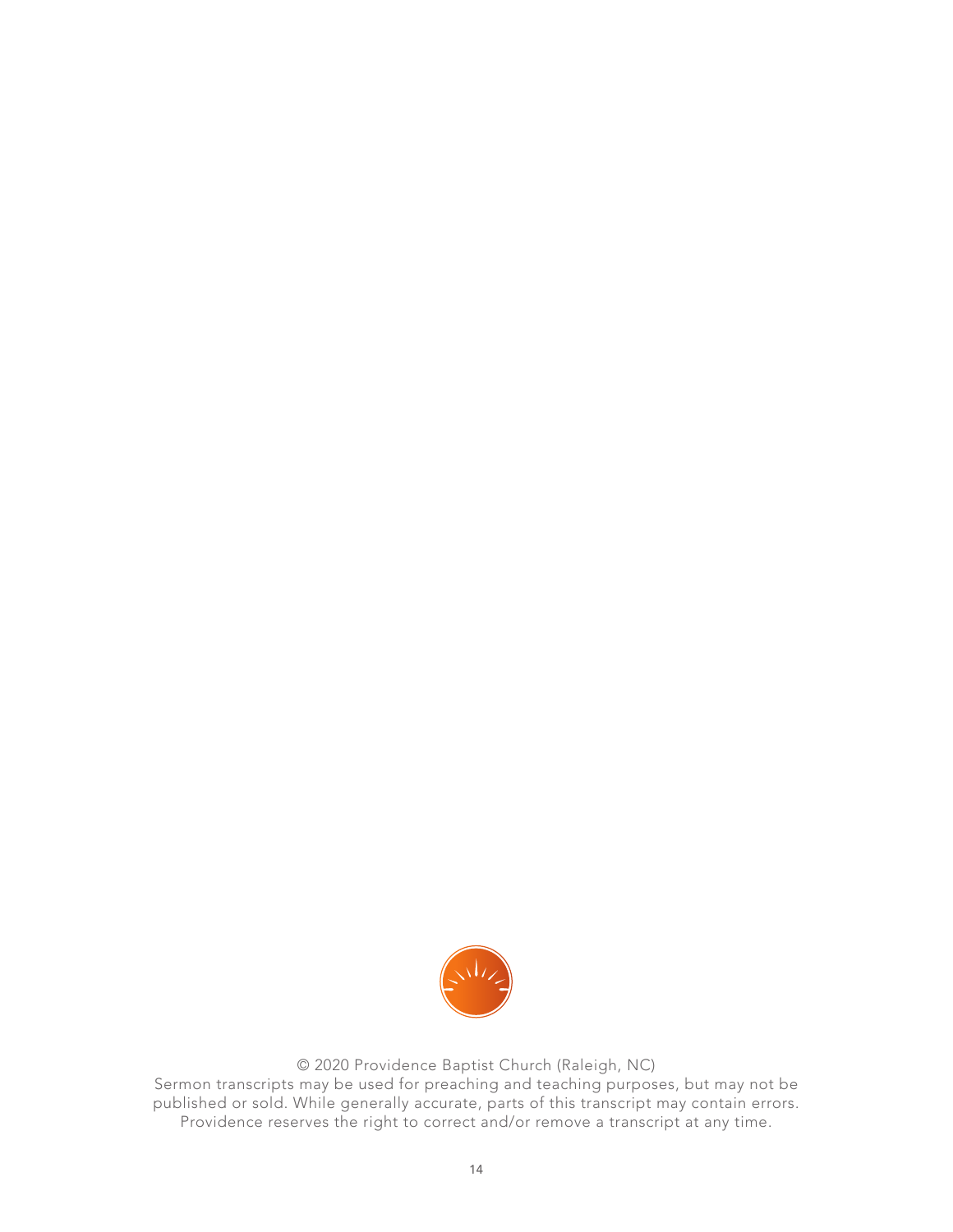© 2020 Providence Baptist Church (Raleigh, NC)
Sermon transcripts may be used for preaching and teaching purposes, but may not be published or sold. While generally accurate, parts of this transcript may contain errors. Providence reserves the right to correct and/or remove a transcript at any time.